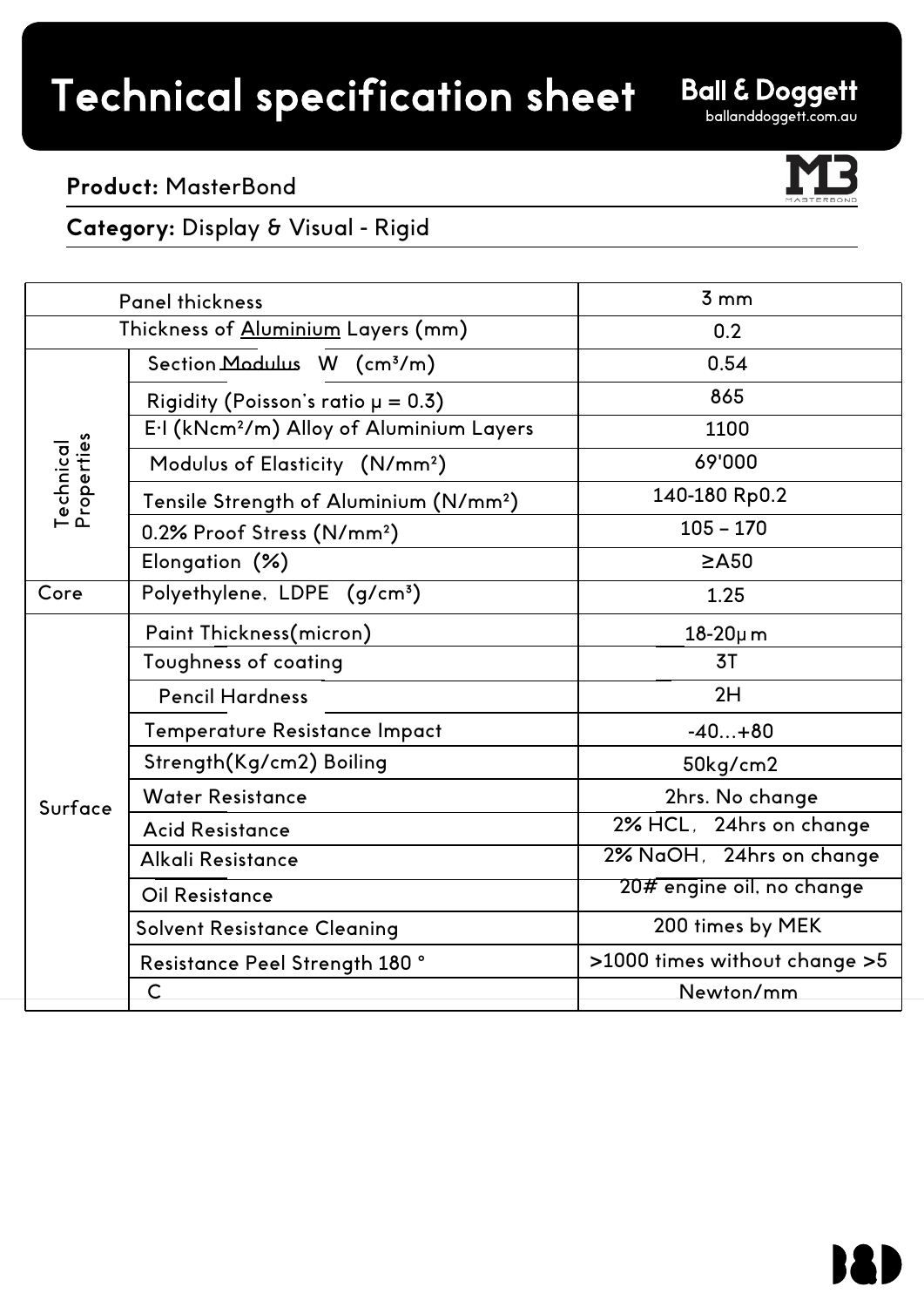# Technical specification sheet

**Ball & Doggett**
balldoggett.com.au

**Product:** MasterBond

**Category:** Display & Visual - Rigid

| | | |
|---|---|---|
| Panel thickness | | 3 mm |
| Thickness of Aluminium Layers (mm) | | 0.2 |
| Technical Properties | Section Modulus W ($cm^3/m$) | 0.54 |
| | Rigidity (Poisson's ratio μ = 0.3) | 865 |
| | E·I ($kNcm^2/m$) Alloy of Aluminium Layers | 1100 |
| | Modulus of Elasticity ($N/mm^2$) | 69'000 |
| | Tensile Strength of Aluminium ($N/mm^2$) | 140-180 Rp0.2 |
| | 0.2% Proof Stress ($N/mm^2$) | 105 – 170 |
| | Elongation (%) | ≥A50 |
| Core | Polyethylene, LDPE ($g/cm^3$) | 1.25 |
| Surface | Paint Thickness(micron) | 18-20μm |
| | Toughness of coating | 3T |
| | Pencil Hardness | 2H |
| | Temperature Resistance Impact | -40...+80 |
| | Strength(Kg/cm2) Boiling | 50kg/cm2 |
| | Water Resistance | 2hrs. No change |
| | Acid Resistance | 2% HCL, 24hrs on change |
| | Alkali Resistance | 2% NaOH, 24hrs on change |
| | Oil Resistance | 20# engine oil, no change |
| | Solvent Resistance Cleaning | 200 times by MEK |
| | Resistance Peel Strength 180 ° | >1000 times without change >5 |
| | C | Newton/mm |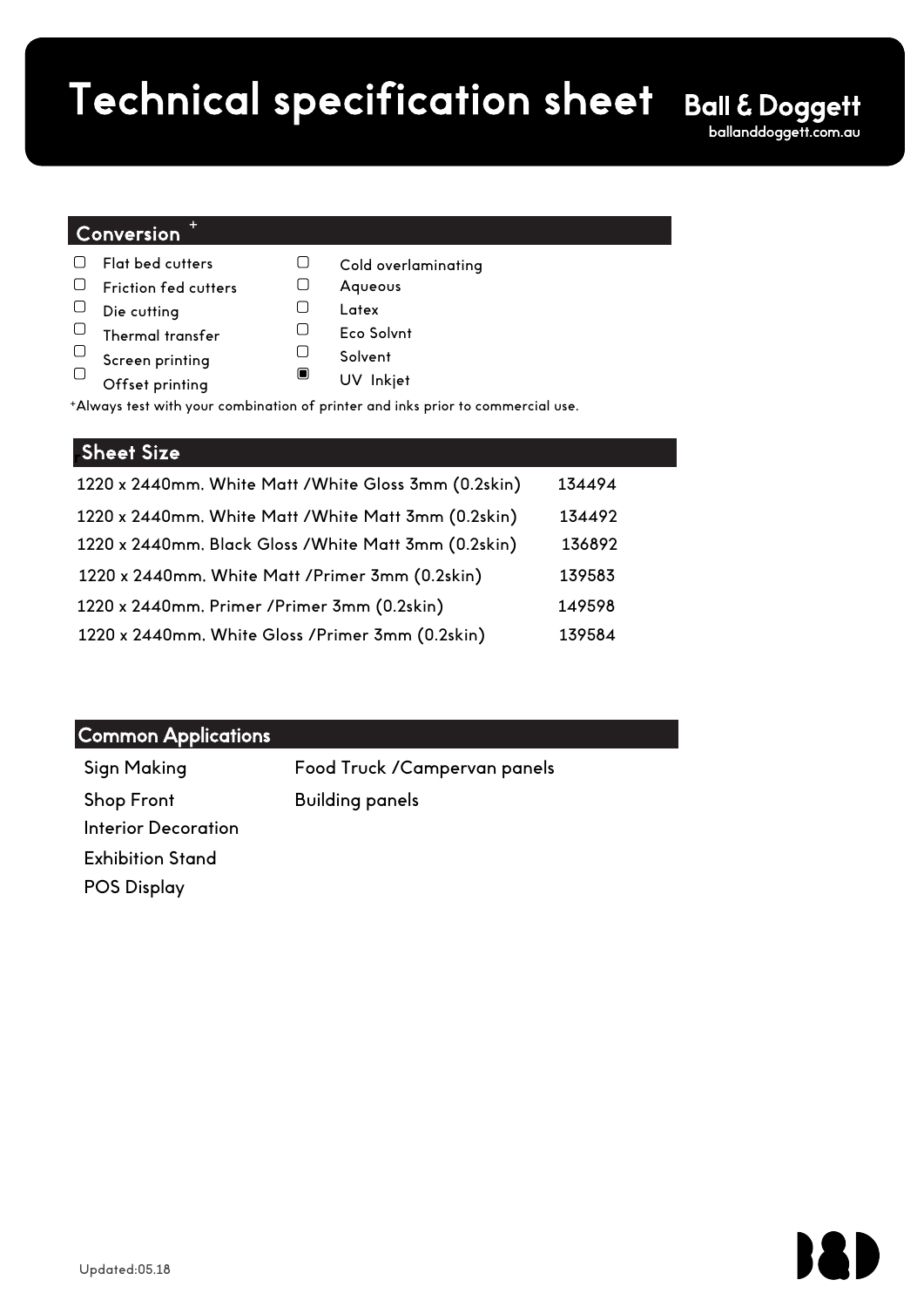# Technical specification sheet

**Ball & Doggett**
balldoggett.com.au

## Conversion +

- ☐ Flat bed cutters
- ☐ Friction fed cutters
- ☐ Die cutting
- ☐ Thermal transfer
- ☐ Screen printing
- ☐ Offset printing
- ☐ Cold overlaminating
- ☐ Aqueous
- ☐ Latex
- ☐ Eco Solvnt
- ☐ Solvent
- ☑ UV Inkjet

+Always test with your combination of printer and inks prior to commercial use.

## Sheet Size

| | |
|---|---|
| 1220 x 2440mm, White Matt /White Gloss 3mm (0.2skin) | 134494 |
| 1220 x 2440mm, White Matt /White Matt 3mm (0.2skin) | 134492 |
| 1220 x 2440mm, Black Gloss /White Matt 3mm (0.2skin) | 136892 |
| 1220 x 2440mm, White Matt /Primer 3mm (0.2skin) | 139583 |
| 1220 x 2440mm, Primer /Primer 3mm (0.2skin) | 149598 |
| 1220 x 2440mm, White Gloss /Primer 3mm (0.2skin) | 139584 |

## Common Applications

- Sign Making
- Shop Front
- Interior Decoration
- Exhibition Stand
- POS Display
- Food Truck /Campervan panels
- Building panels

Updated:05.18